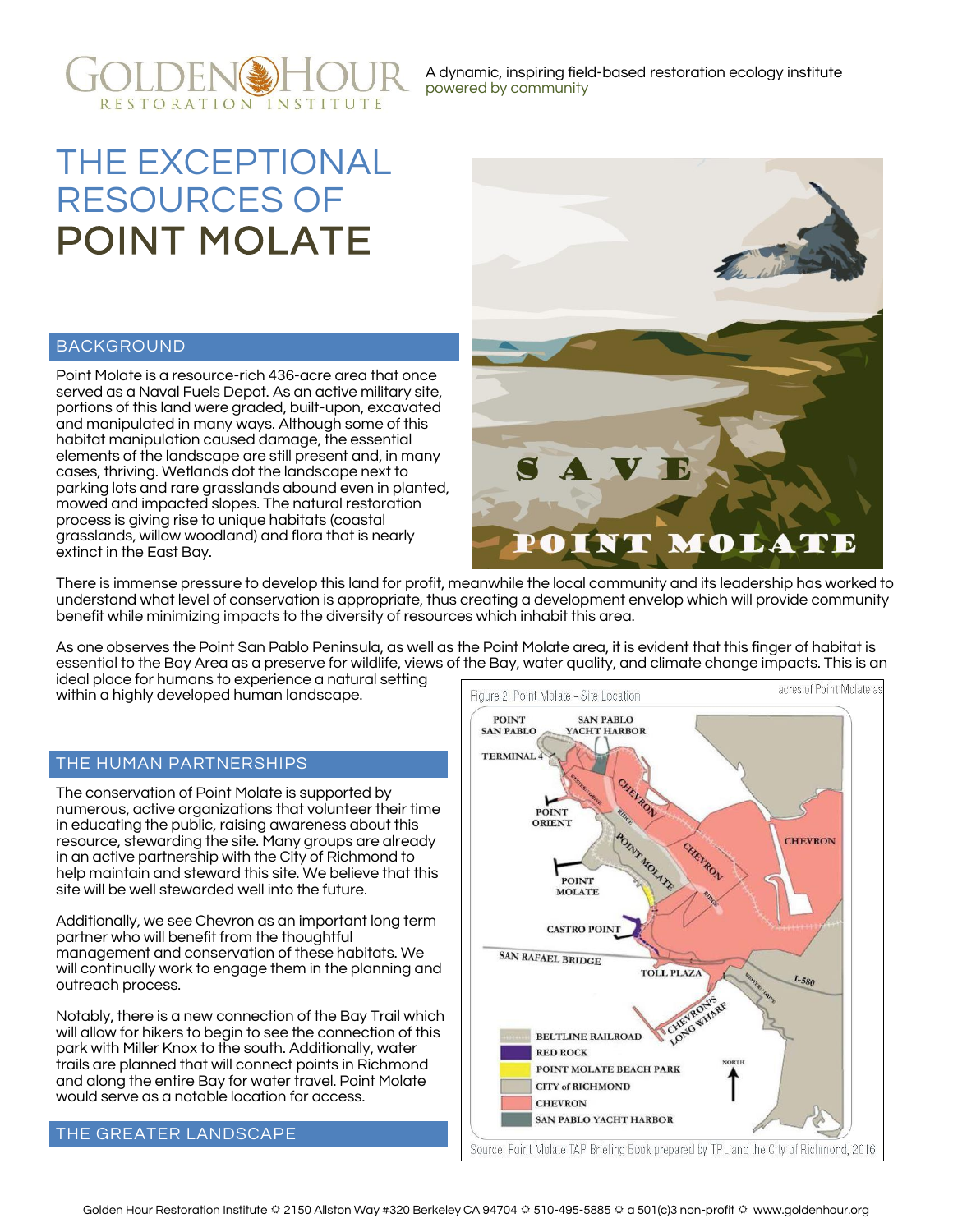GOLDEN HOUR RESTORATION INSTITUTE

A dynamic, inspiring field-based restoration ecology institute powered by community

# THE EXCEPTIONAL RESOURCES OF POINT MOLATE

## BACKGROUND

Point Molate is a resource-rich 436-acre area that once served as a Naval Fuels Depot. As an active military site, portions of this land were graded, built-upon, excavated and manipulated in many ways. Although some of this habitat manipulation caused damage, the essential elements of the landscape are still present and, in many cases, thriving. Wetlands dot the landscape next to parking lots and rare grasslands abound even in planted, mowed and impacted slopes. The natural restoration process is giving rise to unique habitats (coastal grasslands, willow woodland) and flora that is nearly extinct in the East Bay.

SAVE POINT MOLATE

There is immense pressure to develop this land for profit, meanwhile the local community and its leadership has worked to understand what level of conservation is appropriate, thus creating a development envelop which will provide community benefit while minimizing impacts to the diversity of resources which inhabit this area.

As one observes the Point San Pablo Peninsula, as well as the Point Molate area, it is evident that this finger of habitat is essential to the Bay Area as a preserve for wildlife, views of the Bay, water quality, and climate change impacts. This is an ideal place for humans to experience a natural setting within a highly developed human landscape.

## THE HUMAN PARTNERSHIPS

The conservation of Point Molate is supported by numerous, active organizations that volunteer their time in educating the public, raising awareness about this resource, stewarding the site. Many groups are already in an active partnership with the City of Richmond to help maintain and steward this site. We believe that this site will be well stewarded well into the future.

Additionally, we see Chevron as an important long term partner who will benefit from the thoughtful management and conservation of these habitats. We will continually work to engage them in the planning and outreach process.

Notably, there is a new connection of the Bay Trail which will allow for hikers to begin to see the connection of this park with Miller Knox to the south. Additionally, water trails are planned that will connect points in Richmond and along the entire Bay for water travel. Point Molate would serve as a notable location for access.

Figure 2: Point Molate - Site Location

POINT SAN PABLO
SAN PABLO YACHT HARBOR
TERMINAL 4
WESTERN DRIVE
CHEVRON
POINT ORIENT
RIDGE
POINT MOLATE
CHEVRON
CHEVRON
POINT MOLATE
RIDGE
CASTRO POINT
SAN RAFAEL BRIDGE
TOLL PLAZA
WESTERN DRIVE
I-580
CHEVRON'S LONG WHARF
BELTLINE RAILROAD
RED ROCK
POINT MOLATE BEACH PARK
CITY of RICHMOND
CHEVRON
SAN PABLO YACHT HARBOR
NORTH

Source: Point Molate TAP Briefing Book prepared by TPL and the City of Richmond, 2016

## THE GREATER LANDSCAPE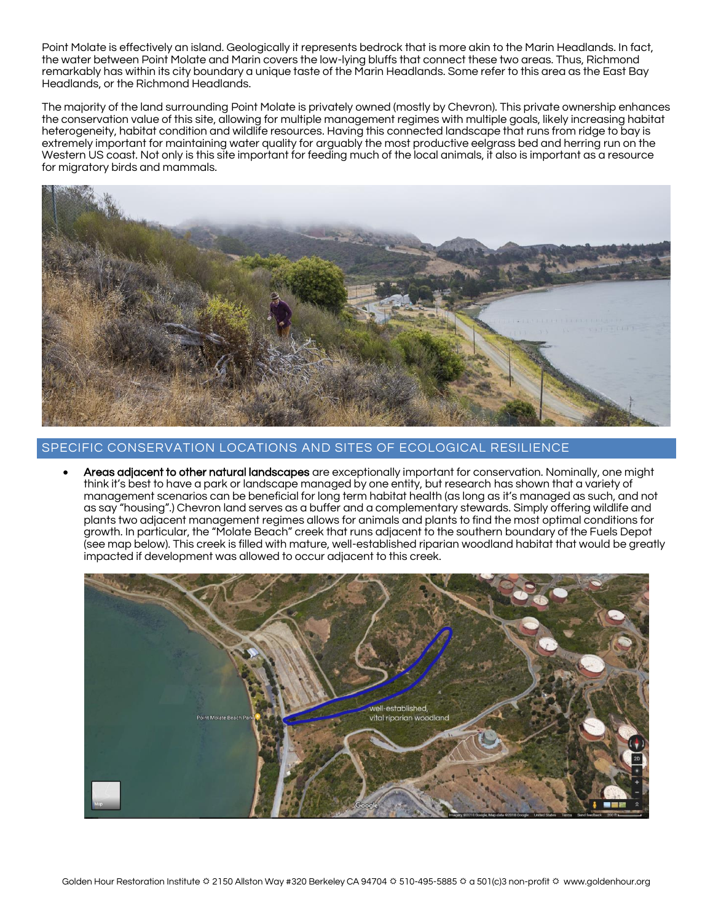Point Molate is effectively an island. Geologically it represents bedrock that is more akin to the Marin Headlands. In fact, the water between Point Molate and Marin covers the low-lying bluffs that connect these two areas. Thus, Richmond remarkably has within its city boundary a unique taste of the Marin Headlands. Some refer to this area as the East Bay Headlands, or the Richmond Headlands.

The majority of the land surrounding Point Molate is privately owned (mostly by Chevron). This private ownership enhances the conservation value of this site, allowing for multiple management regimes with multiple goals, likely increasing habitat heterogeneity, habitat condition and wildlife resources. Having this connected landscape that runs from ridge to bay is extremely important for maintaining water quality for arguably the most productive eelgrass bed and herring run on the Western US coast. Not only is this site important for feeding much of the local animals, it also is important as a resource for migratory birds and mammals.

## SPECIFIC CONSERVATION LOCATIONS AND SITES OF ECOLOGICAL RESILIENCE

- **Areas adjacent to other natural landscapes** are exceptionally important for conservation. Nominally, one might think it's best to have a park or landscape managed by one entity, but research has shown that a variety of management scenarios can be beneficial for long term habitat health (as long as it's managed as such, and not as say "housing".) Chevron land serves as a buffer and a complementary stewards. Simply offering wildlife and plants two adjacent management regimes allows for animals and plants to find the most optimal conditions for growth. In particular, the "Molate Beach" creek that runs adjacent to the southern boundary of the Fuels Depot (see map below). This creek is filled with mature, well-established riparian woodland habitat that would be greatly impacted if development was allowed to occur adjacent to this creek.

Point Molate Beach Park

well-established, vital riparian woodland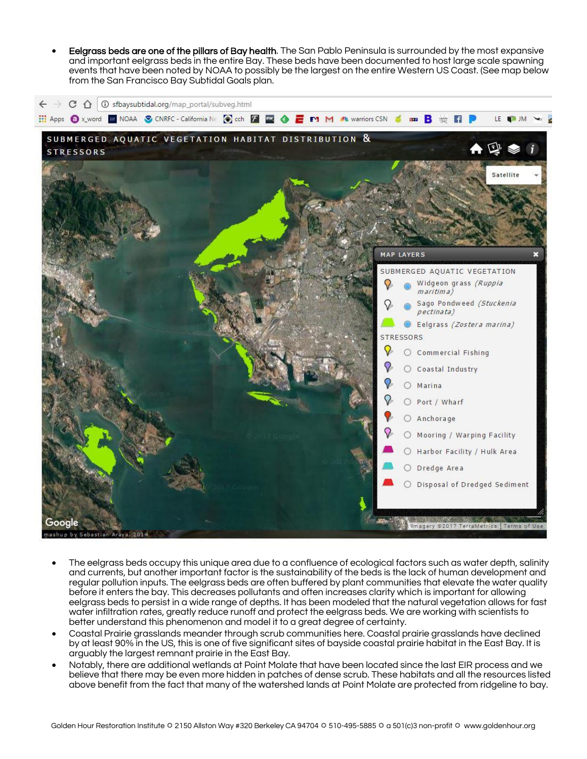- **Eelgrass beds are one of the pillars of Bay health**. The San Pablo Peninsula is surrounded by the most expansive and important eelgrass beds in the entire Bay. These beds have been documented to host large scale spawning events that have been noted by NOAA to possibly be the largest on the entire Western US Coast. (See map below from the San Francisco Bay Subtidal Goals plan.

- The eelgrass beds occupy this unique area due to a confluence of ecological factors such as water depth, salinity and currents, but another important factor is the sustainability of the beds is the lack of human development and regular pollution inputs. The eelgrass beds are often buffered by plant communities that elevate the water quality before it enters the bay. This decreases pollutants and often increases clarity which is important for allowing eelgrass beds to persist in a wide range of depths. It has been modeled that the natural vegetation allows for fast water infiltration rates, greatly reduce runoff and protect the eelgrass beds. We are working with scientists to better understand this phenomenon and model it to a great degree of certainty.
- Coastal Prairie grasslands meander through scrub communities here. Coastal prairie grasslands have declined by at least 90% in the US, this is one of five significant sites of bayside coastal prairie habitat in the East Bay. It is arguably the largest remnant prairie in the East Bay.
- Notably, there are additional wetlands at Point Molate that have been located since the last EIR process and we believe that there may be even more hidden in patches of dense scrub. These habitats and all the resources listed above benefit from the fact that many of the watershed lands at Point Molate are protected from ridgeline to bay.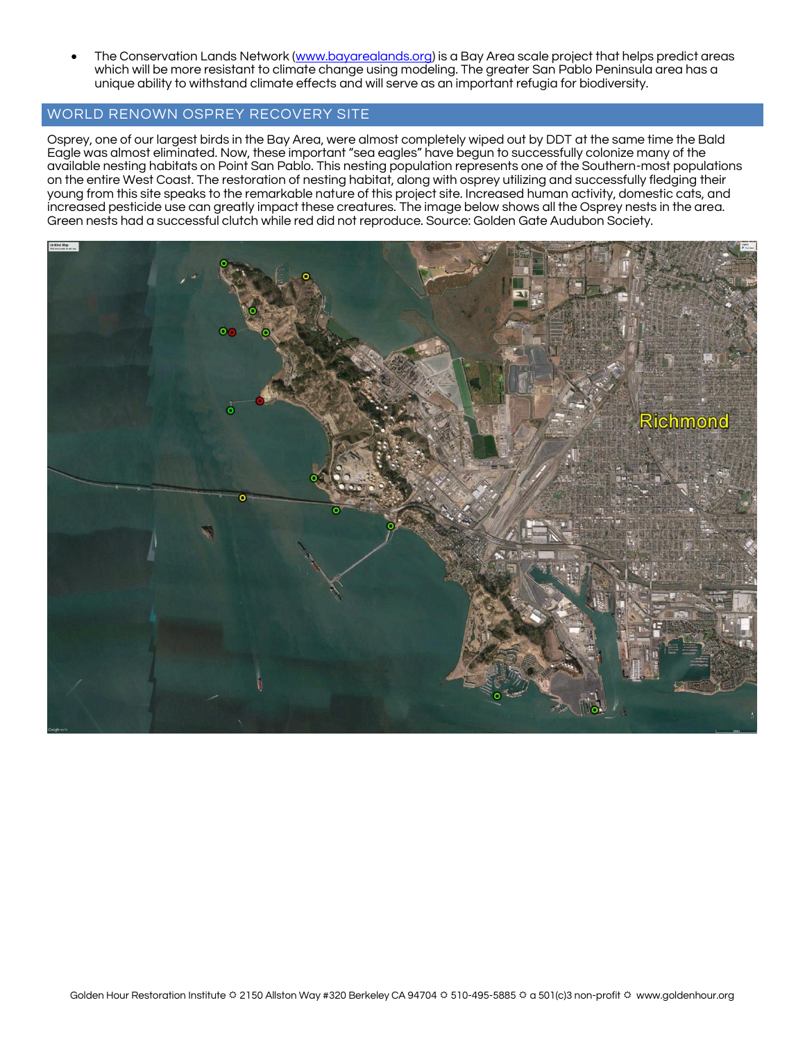- The Conservation Lands Network (www.bayarealands.org) is a Bay Area scale project that helps predict areas which will be more resistant to climate change using modeling. The greater San Pablo Peninsula area has a unique ability to withstand climate effects and will serve as an important refugia for biodiversity.

## WORLD RENOWN OSPREY RECOVERY SITE

Osprey, one of our largest birds in the Bay Area, were almost completely wiped out by DDT at the same time the Bald Eagle was almost eliminated. Now, these important "sea eagles" have begun to successfully colonize many of the available nesting habitats on Point San Pablo. This nesting population represents one of the Southern-most populations on the entire West Coast. The restoration of nesting habitat, along with osprey utilizing and successfully fledging their young from this site speaks to the remarkable nature of this project site. Increased human activity, domestic cats, and increased pesticide use can greatly impact these creatures. The image below shows all the Osprey nests in the area. Green nests had a successful clutch while red did not reproduce. Source: Golden Gate Audubon Society.

Richmond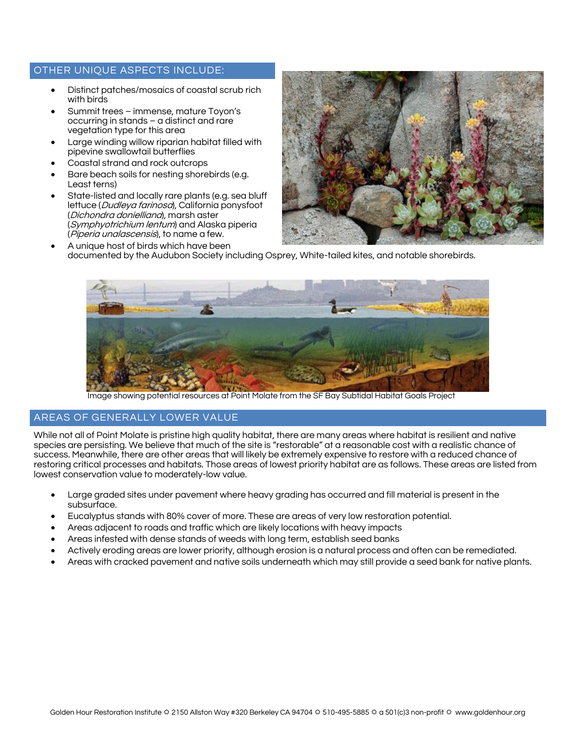## OTHER UNIQUE ASPECTS INCLUDE:

- Distinct patches/mosaics of coastal scrub rich with birds
- Summit trees – immense, mature Toyon's occurring in stands – a distinct and rare vegetation type for this area
- Large winding willow riparian habitat filled with pipevine swallowtail butterflies
- Coastal strand and rock outcrops
- Bare beach soils for nesting shorebirds (e.g. Least terns)
- State-listed and locally rare plants (e.g. sea bluff lettuce (*Dudleya farinosa*), California ponysfoot (*Dichondra donielliana*), marsh aster (*Symphyotrichium lentum*) and Alaska piperia (*Piperia unalascensis*), to name a few.
- A unique host of birds which have been documented by the Audubon Society including Osprey, White-tailed kites, and notable shorebirds.

Image showing potential resources at Point Molate from the SF Bay Subtidal Habitat Goals Project

## AREAS OF GENERALLY LOWER VALUE

While not all of Point Molate is pristine high quality habitat, there are many areas where habitat is resilient and native species are persisting. We believe that much of the site is "restorable" at a reasonable cost with a realistic chance of success. Meanwhile, there are other areas that will likely be extremely expensive to restore with a reduced chance of restoring critical processes and habitats. Those areas of lowest priority habitat are as follows. These areas are listed from lowest conservation value to moderately-low value.

- Large graded sites under pavement where heavy grading has occurred and fill material is present in the subsurface.
- Eucalyptus stands with 80% cover of more. These are areas of very low restoration potential.
- Areas adjacent to roads and traffic which are likely locations with heavy impacts
- Areas infested with dense stands of weeds with long term, establish seed banks
- Actively eroding areas are lower priority, although erosion is a natural process and often can be remediated.
- Areas with cracked pavement and native soils underneath which may still provide a seed bank for native plants.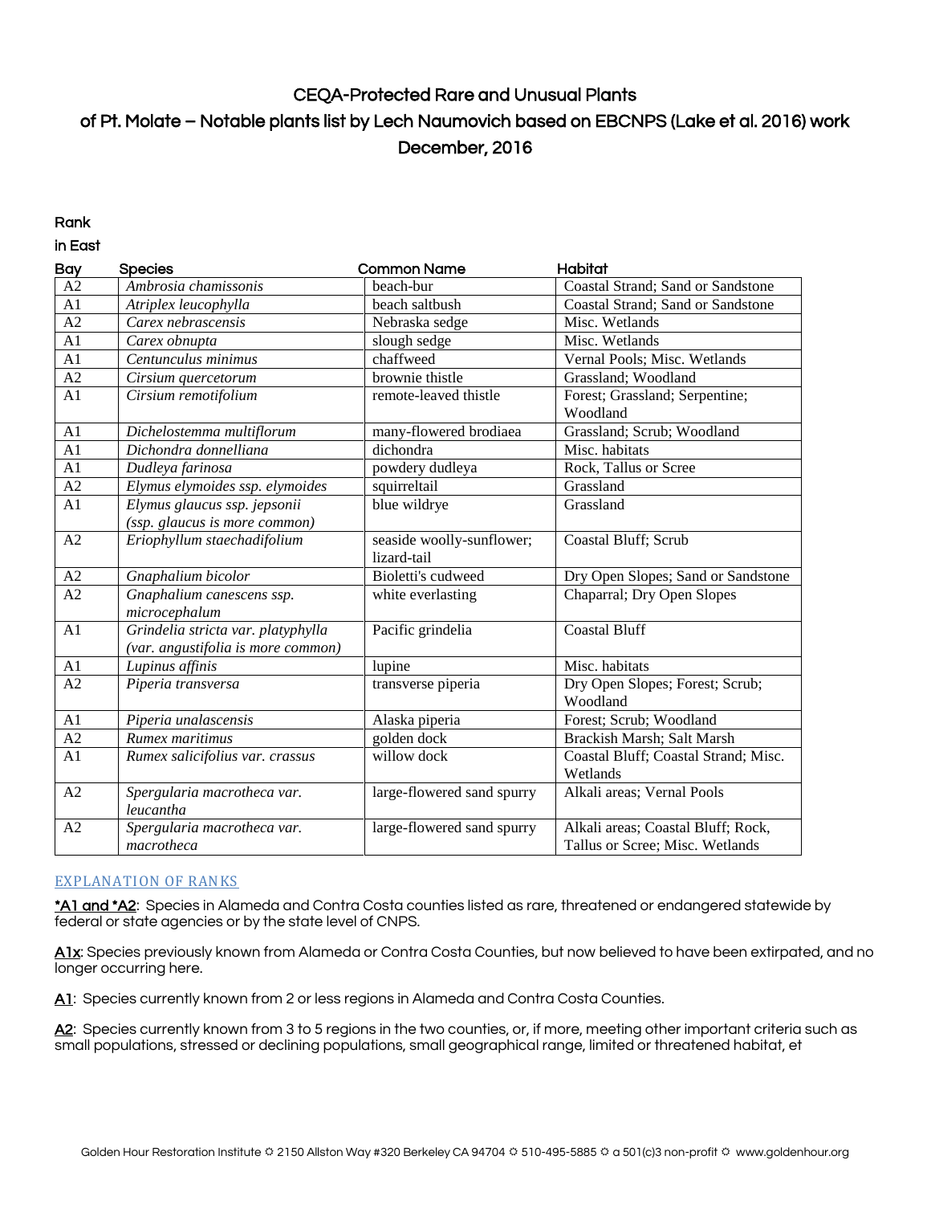# CEQA-Protected Rare and Unusual Plants

## of Pt. Molate – Notable plants list by Lech Naumovich based on EBCNPS (Lake et al. 2016) work

## December, 2016

| Rank in East Bay | Species | Common Name | Habitat |
|---|---|---|---|
| A2 | *Ambrosia chamissonis* | beach-bur | Coastal Strand; Sand or Sandstone |
| A1 | *Atriplex leucophylla* | beach saltbush | Coastal Strand; Sand or Sandstone |
| A2 | *Carex nebrascensis* | Nebraska sedge | Misc. Wetlands |
| A1 | *Carex obnupta* | slough sedge | Misc. Wetlands |
| A1 | *Centunculus minimus* | chaffweed | Vernal Pools; Misc. Wetlands |
| A2 | *Cirsium quercetorum* | brownie thistle | Grassland; Woodland |
| A1 | *Cirsium remotifolium* | remote-leaved thistle | Forest; Grassland; Serpentine; Woodland |
| A1 | *Dichelostemma multiflorum* | many-flowered brodiaea | Grassland; Scrub; Woodland |
| A1 | *Dichondra donnelliana* | dichondra | Misc. habitats |
| A1 | *Dudleya farinosa* | powdery dudleya | Rock, Tallus or Scree |
| A2 | *Elymus elymoides ssp. elymoides* | squirreltail | Grassland |
| A1 | *Elymus glaucus ssp. jepsonii (ssp. glaucus is more common)* | blue wildrye | Grassland |
| A2 | *Eriophyllum staechadifolium* | seaside woolly-sunflower; lizard-tail | Coastal Bluff; Scrub |
| A2 | *Gnaphalium bicolor* | Bioletti's cudweed | Dry Open Slopes; Sand or Sandstone |
| A2 | *Gnaphalium canescens ssp. microcephalum* | white everlasting | Chaparral; Dry Open Slopes |
| A1 | *Grindelia stricta var. platyphylla (var. angustifolia is more common)* | Pacific grindelia | Coastal Bluff |
| A1 | *Lupinus affinis* | lupine | Misc. habitats |
| A2 | *Piperia transversa* | transverse piperia | Dry Open Slopes; Forest; Scrub; Woodland |
| A1 | *Piperia unalascensis* | Alaska piperia | Forest; Scrub; Woodland |
| A2 | *Rumex maritimus* | golden dock | Brackish Marsh; Salt Marsh |
| A1 | *Rumex salicifolius var. crassus* | willow dock | Coastal Bluff; Coastal Strand; Misc. Wetlands |
| A2 | *Spergularia macrotheca var. leucantha* | large-flowered sand spurry | Alkali areas; Vernal Pools |
| A2 | *Spergularia macrotheca var. macrotheca* | large-flowered sand spurry | Alkali areas; Coastal Bluff; Rock, Tallus or Scree; Misc. Wetlands |

### EXPLANATION OF RANKS

**\*A1 and \*A2**: Species in Alameda and Contra Costa counties listed as rare, threatened or endangered statewide by federal or state agencies or by the state level of CNPS.

**A1x**: Species previously known from Alameda or Contra Costa Counties, but now believed to have been extirpated, and no longer occurring here.

**A1**: Species currently known from 2 or less regions in Alameda and Contra Costa Counties.

**A2**: Species currently known from 3 to 5 regions in the two counties, or, if more, meeting other important criteria such as small populations, stressed or declining populations, small geographical range, limited or threatened habitat, et